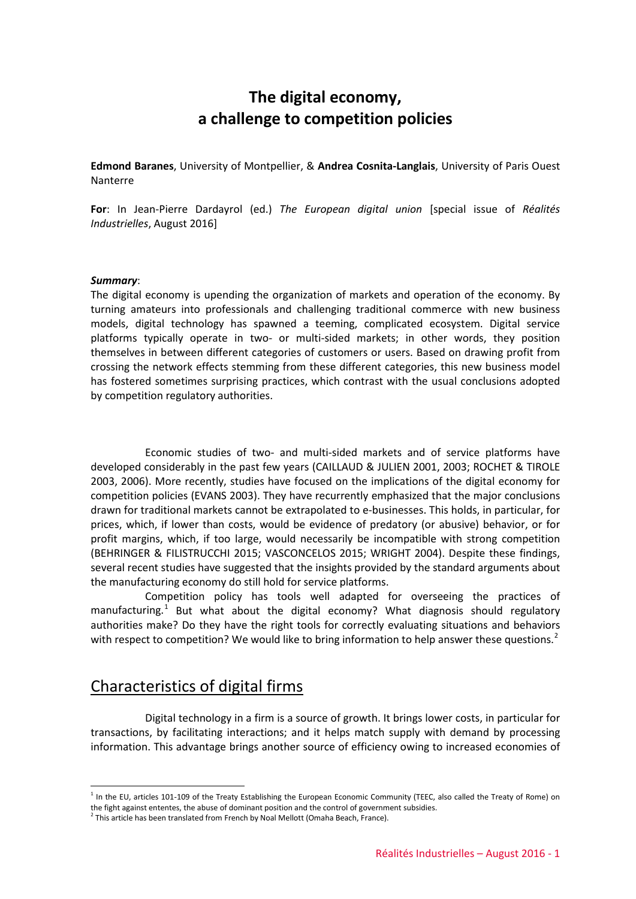# The digital economy,
# a challenge to competition policies

**Edmond Baranes**, University of Montpellier, & **Andrea Cosnita-Langlais**, University of Paris Ouest Nanterre

**For**: In Jean-Pierre Dardayrol (ed.) *The European digital union* [special issue of *Réalités Industrielles*, August 2016]

***Summary***:
The digital economy is upending the organization of markets and operation of the economy. By turning amateurs into professionals and challenging traditional commerce with new business models, digital technology has spawned a teeming, complicated ecosystem. Digital service platforms typically operate in two- or multi-sided markets; in other words, they position themselves in between different categories of customers or users. Based on drawing profit from crossing the network effects stemming from these different categories, this new business model has fostered sometimes surprising practices, which contrast with the usual conclusions adopted by competition regulatory authorities.

Economic studies of two- and multi-sided markets and of service platforms have developed considerably in the past few years (CAILLAUD & JULIEN 2001, 2003; ROCHET & TIROLE 2003, 2006). More recently, studies have focused on the implications of the digital economy for competition policies (EVANS 2003). They have recurrently emphasized that the major conclusions drawn for traditional markets cannot be extrapolated to e-businesses. This holds, in particular, for prices, which, if lower than costs, would be evidence of predatory (or abusive) behavior, or for profit margins, which, if too large, would necessarily be incompatible with strong competition (BEHRINGER & FILISTRUCCHI 2015; VASCONCELOS 2015; WRIGHT 2004). Despite these findings, several recent studies have suggested that the insights provided by the standard arguments about the manufacturing economy do still hold for service platforms.

Competition policy has tools well adapted for overseeing the practices of manufacturing.[1] But what about the digital economy? What diagnosis should regulatory authorities make? Do they have the right tools for correctly evaluating situations and behaviors with respect to competition? We would like to bring information to help answer these questions.[2]

## Characteristics of digital firms

Digital technology in a firm is a source of growth. It brings lower costs, in particular for transactions, by facilitating interactions; and it helps match supply with demand by processing information. This advantage brings another source of efficiency owing to increased economies of

---

[1] In the EU, articles 101-109 of the Treaty Establishing the European Economic Community (TEEC, also called the Treaty of Rome) on the fight against ententes, the abuse of dominant position and the control of government subsidies.

[2] This article has been translated from French by Noal Mellott (Omaha Beach, France).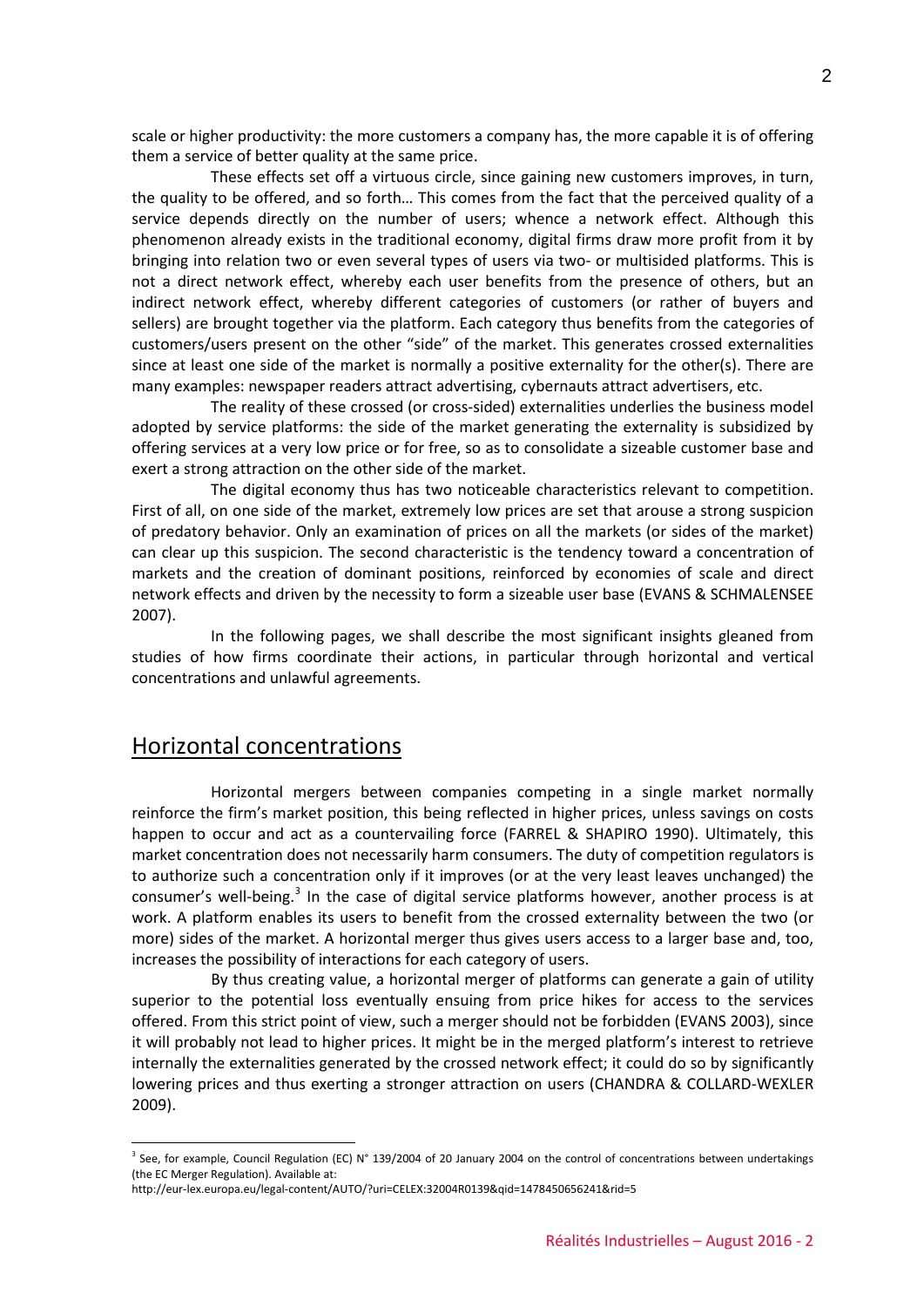scale or higher productivity: the more customers a company has, the more capable it is of offering them a service of better quality at the same price.

These effects set off a virtuous circle, since gaining new customers improves, in turn, the quality to be offered, and so forth… This comes from the fact that the perceived quality of a service depends directly on the number of users; whence a network effect. Although this phenomenon already exists in the traditional economy, digital firms draw more profit from it by bringing into relation two or even several types of users via two- or multisided platforms. This is not a direct network effect, whereby each user benefits from the presence of others, but an indirect network effect, whereby different categories of customers (or rather of buyers and sellers) are brought together via the platform. Each category thus benefits from the categories of customers/users present on the other "side" of the market. This generates crossed externalities since at least one side of the market is normally a positive externality for the other(s). There are many examples: newspaper readers attract advertising, cybernauts attract advertisers, etc.

The reality of these crossed (or cross-sided) externalities underlies the business model adopted by service platforms: the side of the market generating the externality is subsidized by offering services at a very low price or for free, so as to consolidate a sizeable customer base and exert a strong attraction on the other side of the market.

The digital economy thus has two noticeable characteristics relevant to competition. First of all, on one side of the market, extremely low prices are set that arouse a strong suspicion of predatory behavior. Only an examination of prices on all the markets (or sides of the market) can clear up this suspicion. The second characteristic is the tendency toward a concentration of markets and the creation of dominant positions, reinforced by economies of scale and direct network effects and driven by the necessity to form a sizeable user base (EVANS & SCHMALENSEE 2007).

In the following pages, we shall describe the most significant insights gleaned from studies of how firms coordinate their actions, in particular through horizontal and vertical concentrations and unlawful agreements.

## Horizontal concentrations

Horizontal mergers between companies competing in a single market normally reinforce the firm's market position, this being reflected in higher prices, unless savings on costs happen to occur and act as a countervailing force (FARREL & SHAPIRO 1990). Ultimately, this market concentration does not necessarily harm consumers. The duty of competition regulators is to authorize such a concentration only if it improves (or at the very least leaves unchanged) the consumer's well-being.[3] In the case of digital service platforms however, another process is at work. A platform enables its users to benefit from the crossed externality between the two (or more) sides of the market. A horizontal merger thus gives users access to a larger base and, too, increases the possibility of interactions for each category of users.

By thus creating value, a horizontal merger of platforms can generate a gain of utility superior to the potential loss eventually ensuing from price hikes for access to the services offered. From this strict point of view, such a merger should not be forbidden (EVANS 2003), since it will probably not lead to higher prices. It might be in the merged platform's interest to retrieve internally the externalities generated by the crossed network effect; it could do so by significantly lowering prices and thus exerting a stronger attraction on users (CHANDRA & COLLARD-WEXLER 2009).

---

[3] See, for example, Council Regulation (EC) N° 139/2004 of 20 January 2004 on the control of concentrations between undertakings (the EC Merger Regulation). Available at:
http://eur-lex.europa.eu/legal-content/AUTO/?uri=CELEX:32004R0139&qid=1478450656241&rid=5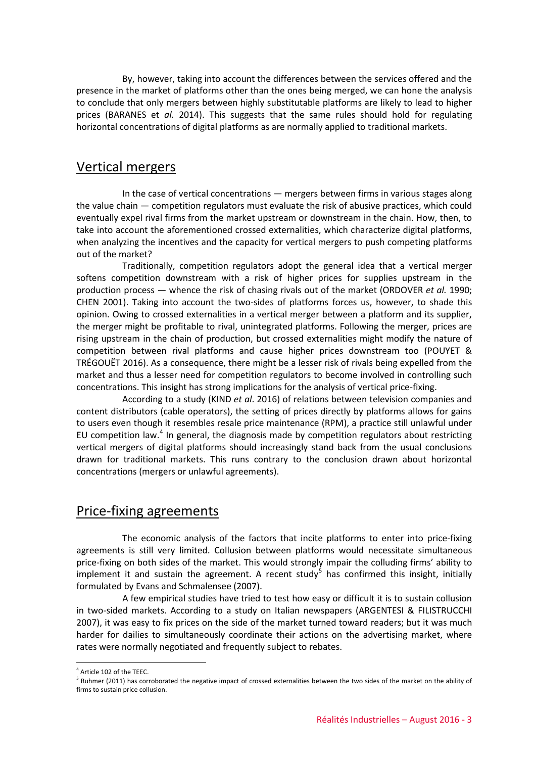By, however, taking into account the differences between the services offered and the presence in the market of platforms other than the ones being merged, we can hone the analysis to conclude that only mergers between highly substitutable platforms are likely to lead to higher prices (BARANES et *al.* 2014). This suggests that the same rules should hold for regulating horizontal concentrations of digital platforms as are normally applied to traditional markets.

## Vertical mergers

In the case of vertical concentrations — mergers between firms in various stages along the value chain — competition regulators must evaluate the risk of abusive practices, which could eventually expel rival firms from the market upstream or downstream in the chain. How, then, to take into account the aforementioned crossed externalities, which characterize digital platforms, when analyzing the incentives and the capacity for vertical mergers to push competing platforms out of the market?

Traditionally, competition regulators adopt the general idea that a vertical merger softens competition downstream with a risk of higher prices for supplies upstream in the production process — whence the risk of chasing rivals out of the market (ORDOVER *et al.* 1990; CHEN 2001). Taking into account the two-sides of platforms forces us, however, to shade this opinion. Owing to crossed externalities in a vertical merger between a platform and its supplier, the merger might be profitable to rival, unintegrated platforms. Following the merger, prices are rising upstream in the chain of production, but crossed externalities might modify the nature of competition between rival platforms and cause higher prices downstream too (POUYET & TRÉGOUËT 2016). As a consequence, there might be a lesser risk of rivals being expelled from the market and thus a lesser need for competition regulators to become involved in controlling such concentrations. This insight has strong implications for the analysis of vertical price-fixing.

According to a study (KIND *et al*. 2016) of relations between television companies and content distributors (cable operators), the setting of prices directly by platforms allows for gains to users even though it resembles resale price maintenance (RPM), a practice still unlawful under EU competition law.[4] In general, the diagnosis made by competition regulators about restricting vertical mergers of digital platforms should increasingly stand back from the usual conclusions drawn for traditional markets. This runs contrary to the conclusion drawn about horizontal concentrations (mergers or unlawful agreements).

## Price-fixing agreements

The economic analysis of the factors that incite platforms to enter into price-fixing agreements is still very limited. Collusion between platforms would necessitate simultaneous price-fixing on both sides of the market. This would strongly impair the colluding firms' ability to implement it and sustain the agreement. A recent study[5] has confirmed this insight, initially formulated by Evans and Schmalensee (2007).

A few empirical studies have tried to test how easy or difficult it is to sustain collusion in two-sided markets. According to a study on Italian newspapers (ARGENTESI & FILISTRUCCHI 2007), it was easy to fix prices on the side of the market turned toward readers; but it was much harder for dailies to simultaneously coordinate their actions on the advertising market, where rates were normally negotiated and frequently subject to rebates.

---

[4] Article 102 of the TEEC.

[5] Ruhmer (2011) has corroborated the negative impact of crossed externalities between the two sides of the market on the ability of firms to sustain price collusion.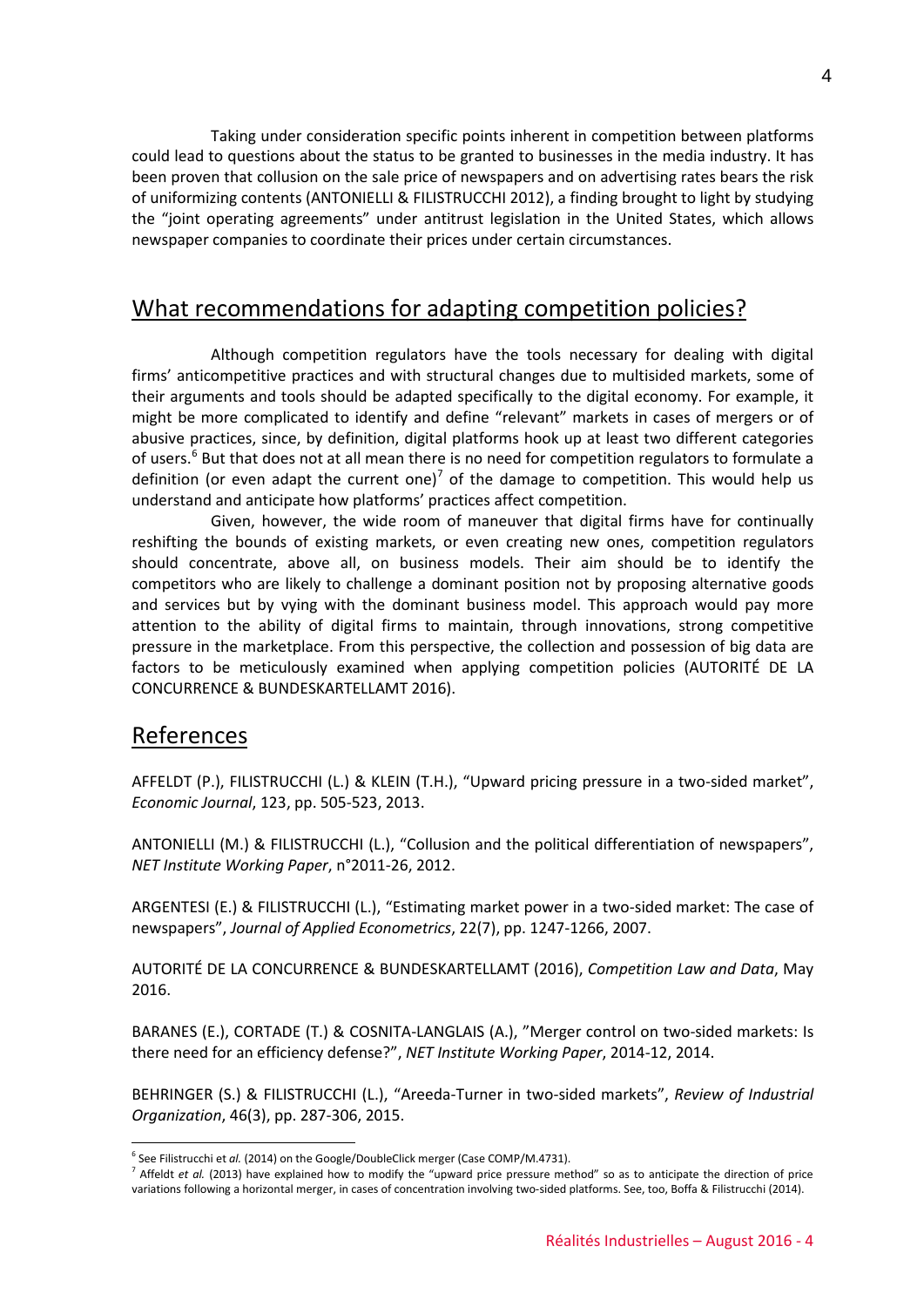Taking under consideration specific points inherent in competition between platforms could lead to questions about the status to be granted to businesses in the media industry. It has been proven that collusion on the sale price of newspapers and on advertising rates bears the risk of uniformizing contents (ANTONIELLI & FILISTRUCCHI 2012), a finding brought to light by studying the "joint operating agreements" under antitrust legislation in the United States, which allows newspaper companies to coordinate their prices under certain circumstances.

## What recommendations for adapting competition policies?

Although competition regulators have the tools necessary for dealing with digital firms' anticompetitive practices and with structural changes due to multisided markets, some of their arguments and tools should be adapted specifically to the digital economy. For example, it might be more complicated to identify and define "relevant" markets in cases of mergers or of abusive practices, since, by definition, digital platforms hook up at least two different categories of users.[6] But that does not at all mean there is no need for competition regulators to formulate a definition (or even adapt the current one)[7] of the damage to competition. This would help us understand and anticipate how platforms' practices affect competition.

Given, however, the wide room of maneuver that digital firms have for continually reshifting the bounds of existing markets, or even creating new ones, competition regulators should concentrate, above all, on business models. Their aim should be to identify the competitors who are likely to challenge a dominant position not by proposing alternative goods and services but by vying with the dominant business model. This approach would pay more attention to the ability of digital firms to maintain, through innovations, strong competitive pressure in the marketplace. From this perspective, the collection and possession of big data are factors to be meticulously examined when applying competition policies (AUTORITÉ DE LA CONCURRENCE & BUNDESKARTELLAMT 2016).

## References

AFFELDT (P.), FILISTRUCCHI (L.) & KLEIN (T.H.), "Upward pricing pressure in a two-sided market", *Economic Journal*, 123, pp. 505-523, 2013.

ANTONIELLI (M.) & FILISTRUCCHI (L.), "Collusion and the political differentiation of newspapers", *NET Institute Working Paper*, n°2011-26, 2012.

ARGENTESI (E.) & FILISTRUCCHI (L.), "Estimating market power in a two-sided market: The case of newspapers", *Journal of Applied Econometrics*, 22(7), pp. 1247-1266, 2007.

AUTORITÉ DE LA CONCURRENCE & BUNDESKARTELLAMT (2016), *Competition Law and Data*, May 2016.

BARANES (E.), CORTADE (T.) & COSNITA-LANGLAIS (A.), "Merger control on two-sided markets: Is there need for an efficiency defense?", *NET Institute Working Paper*, 2014-12, 2014.

BEHRINGER (S.) & FILISTRUCCHI (L.), "Areeda-Turner in two-sided markets", *Review of Industrial Organization*, 46(3), pp. 287-306, 2015.

---

[6] See Filistrucchi et *al.* (2014) on the Google/DoubleClick merger (Case COMP/M.4731).

[7] Affeldt *et al.* (2013) have explained how to modify the "upward price pressure method" so as to anticipate the direction of price variations following a horizontal merger, in cases of concentration involving two-sided platforms. See, too, Boffa & Filistrucchi (2014).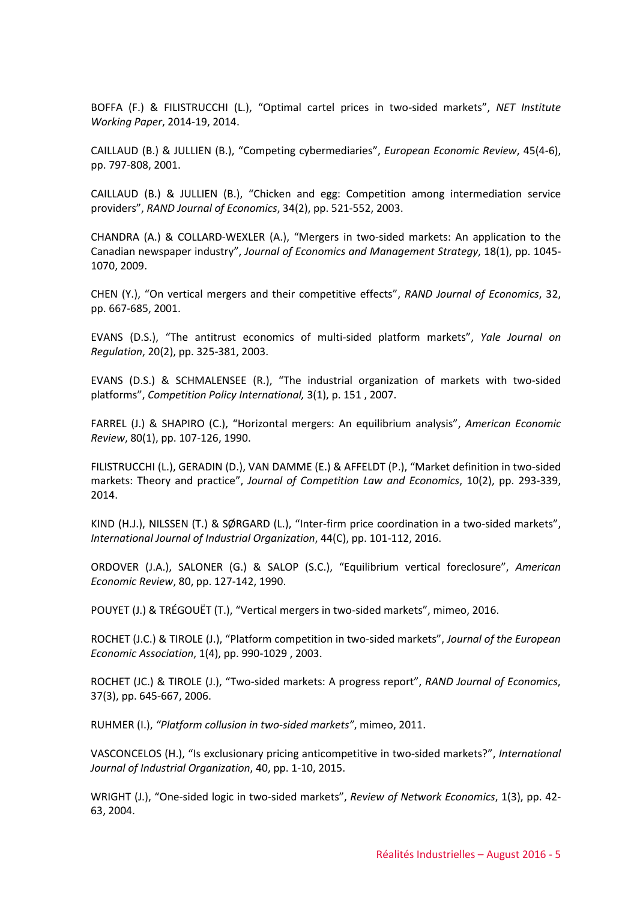BOFFA (F.) & FILISTRUCCHI (L.), "Optimal cartel prices in two-sided markets", *NET Institute Working Paper*, 2014-19, 2014.

CAILLAUD (B.) & JULLIEN (B.), "Competing cybermediaries", *European Economic Review*, 45(4-6), pp. 797-808, 2001.

CAILLAUD (B.) & JULLIEN (B.), "Chicken and egg: Competition among intermediation service providers", *RAND Journal of Economics*, 34(2), pp. 521-552, 2003.

CHANDRA (A.) & COLLARD-WEXLER (A.), "Mergers in two-sided markets: An application to the Canadian newspaper industry", *Journal of Economics and Management Strategy*, 18(1), pp. 1045-1070, 2009.

CHEN (Y.), "On vertical mergers and their competitive effects", *RAND Journal of Economics*, 32, pp. 667-685, 2001.

EVANS (D.S.), "The antitrust economics of multi-sided platform markets", *Yale Journal on Regulation*, 20(2), pp. 325-381, 2003.

EVANS (D.S.) & SCHMALENSEE (R.), "The industrial organization of markets with two-sided platforms", *Competition Policy International,* 3(1), p. 151 , 2007.

FARREL (J.) & SHAPIRO (C.), "Horizontal mergers: An equilibrium analysis", *American Economic Review*, 80(1), pp. 107-126, 1990.

FILISTRUCCHI (L.), GERADIN (D.), VAN DAMME (E.) & AFFELDT (P.), "Market definition in two-sided markets: Theory and practice", *Journal of Competition Law and Economics*, 10(2), pp. 293-339, 2014.

KIND (H.J.), NILSSEN (T.) & SØRGARD (L.), "Inter-firm price coordination in a two-sided markets", *International Journal of Industrial Organization*, 44(C), pp. 101-112, 2016.

ORDOVER (J.A.), SALONER (G.) & SALOP (S.C.), "Equilibrium vertical foreclosure", *American Economic Review*, 80, pp. 127-142, 1990.

POUYET (J.) & TRÉGOUËT (T.), "Vertical mergers in two-sided markets", mimeo, 2016.

ROCHET (J.C.) & TIROLE (J.), "Platform competition in two-sided markets", *Journal of the European Economic Association*, 1(4), pp. 990-1029 , 2003.

ROCHET (JC.) & TIROLE (J.), "Two-sided markets: A progress report", *RAND Journal of Economics*, 37(3), pp. 645-667, 2006.

RUHMER (I.), *"Platform collusion in two-sided markets"*, mimeo, 2011.

VASCONCELOS (H.), "Is exclusionary pricing anticompetitive in two-sided markets?", *International Journal of Industrial Organization*, 40, pp. 1-10, 2015.

WRIGHT (J.), "One-sided logic in two-sided markets", *Review of Network Economics*, 1(3), pp. 42-63, 2004.